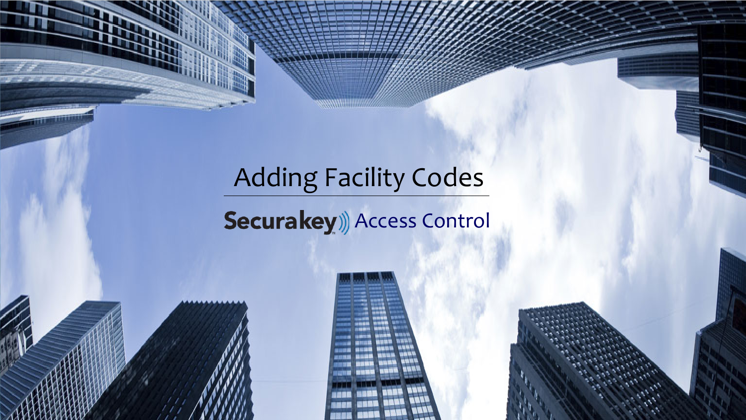# Adding Facility Codes

Securakey Access Control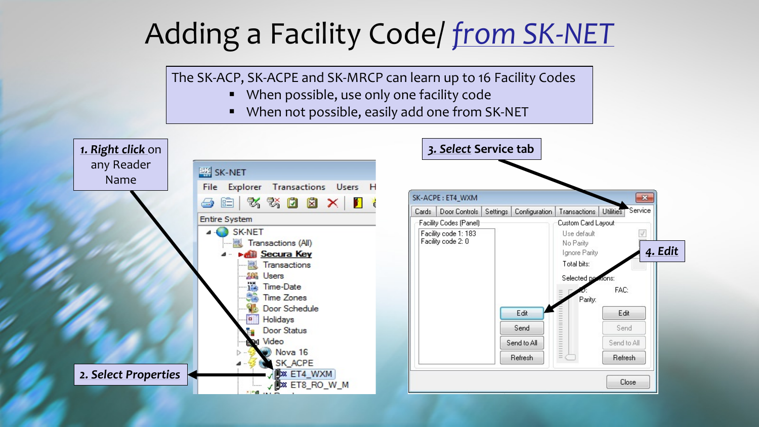# Adding a Facility Code/ *from SK-NET*

The SK-ACP, SK-ACPE and SK-MRCP can learn up to 16 Facility Codes

- When possible, use only one facility code
- When not possible, easily add one from SK-NET

***1. Right click*** on any Reader Name

***2. Select Properties***

***3. Select*** **Service tab**

***4. Edit***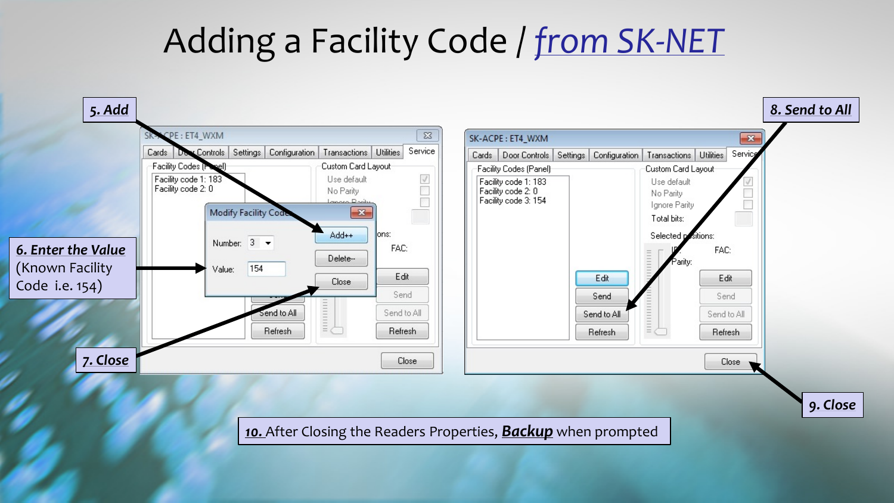# Adding a Facility Code / *from SK-NET*

**5. Add**

***6. Enter the Value*** (Known Facility Code i.e. 154)

***7. Close***

***8. Send to All***

***9. Close***

**10.** After Closing the Readers Properties, ***Backup*** when prompted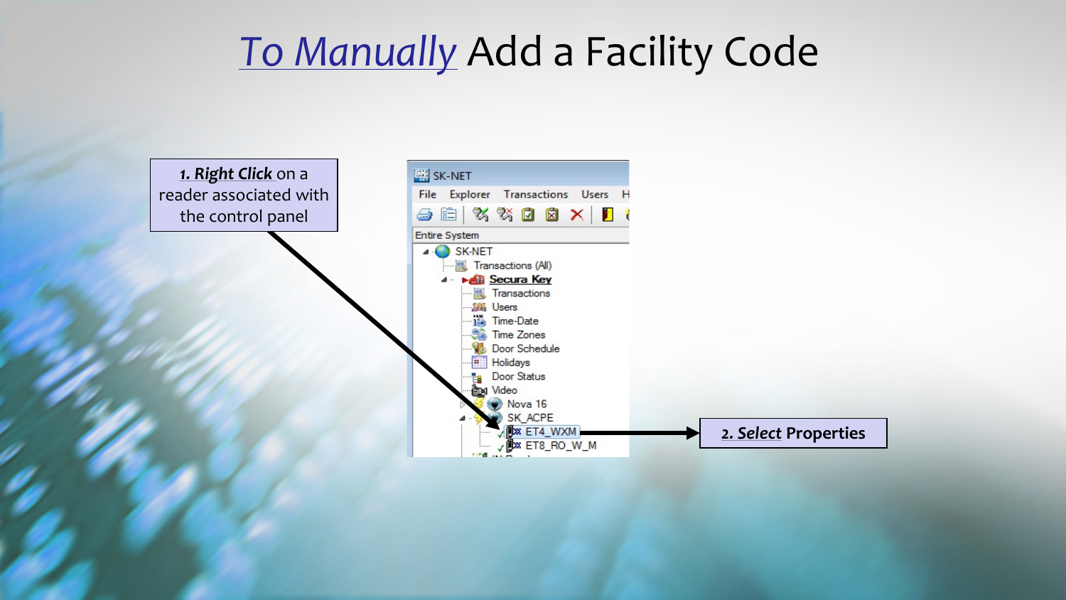# *To Manually* Add a Facility Code

***1. Right Click*** on a reader associated with the control panel

**2. *Select* Properties**

SK-NET

File Explorer Transactions Users H

Entire System

- SK-NET
  - Transactions (All)
  - Secura Key
    - Transactions
    - Users
    - Time-Date
    - Time Zones
    - Door Schedule
    - Holidays
    - Door Status
    - Video
    - Nova 16
    - SK_ACPE
      - ET4_WXM
      - ET8_RO_W_M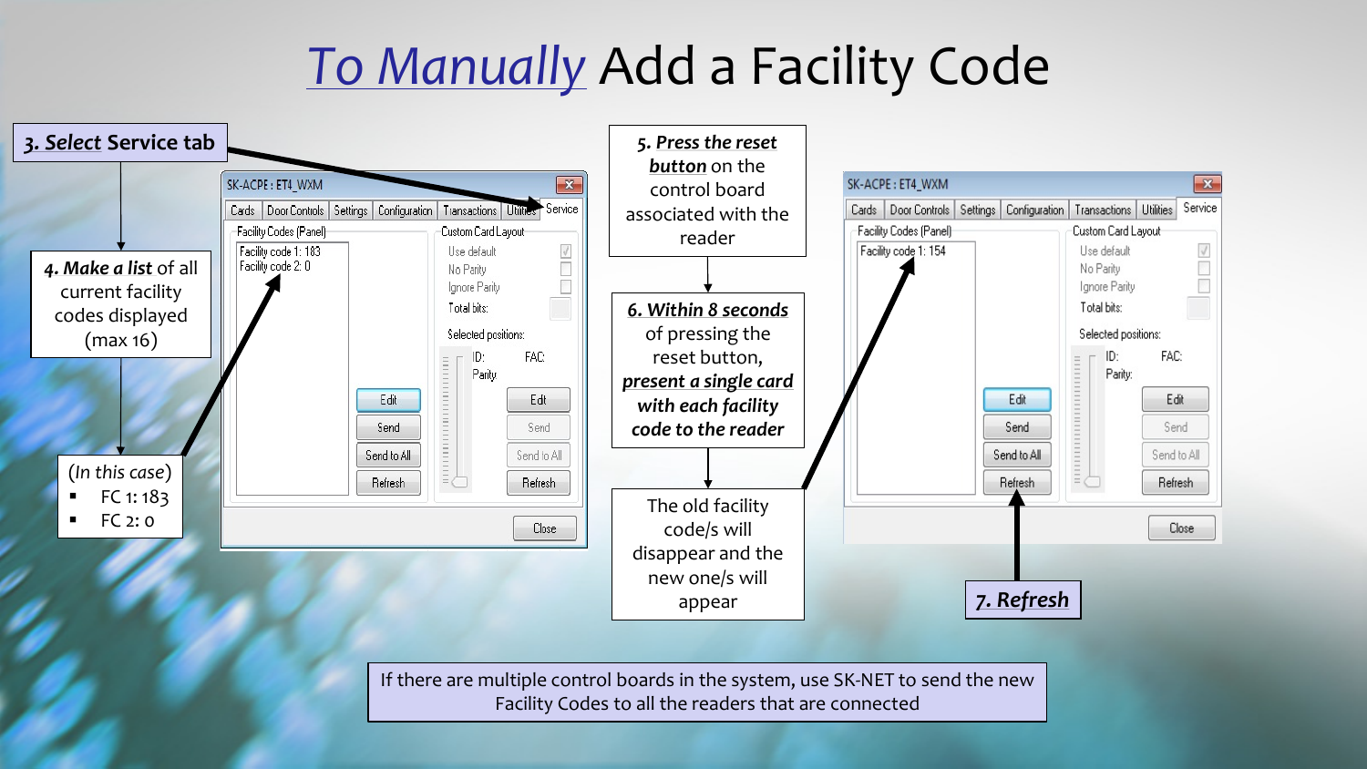# *To Manually* Add a Facility Code

**3. *Select*** **Service tab**

**4. *Make a list*** of all current facility codes displayed (max 16)

(*In this case*)

- FC 1: 183
- FC 2: 0

**5. *Press the reset button*** on the control board associated with the reader

**6. *Within 8 seconds*** of pressing the reset button, ***present a single card with each facility code to the reader***

The old facility code/s will disappear and the new one/s will appear

**7. *Refresh***

SK-ACPE : ET4_WXM

Cards | Door Controls | Settings | Configuration | Transactions | Utilities | Service

Facility Codes (Panel)

Facility code 1: 183
Facility code 2: 0

Custom Card Layout

Use default
No Parity
Ignore Parity
Total bits:
Selected positions:
ID: FAC:
Parity:

Edit | Send | Send to All | Refresh

Edit | Send | Send to All | Refresh

Close

SK-ACPE : ET4_WXM

Cards | Door Controls | Settings | Configuration | Transactions | Utilities | Service

Facility Codes (Panel)

Facility code 1: 154

Custom Card Layout

Use default
No Parity
Ignore Parity
Total bits:
Selected positions:
ID: FAC:
Parity:

Edit | Send | Send to All | Refresh

Edit | Send | Send to All | Refresh

Close

If there are multiple control boards in the system, use SK-NET to send the new Facility Codes to all the readers that are connected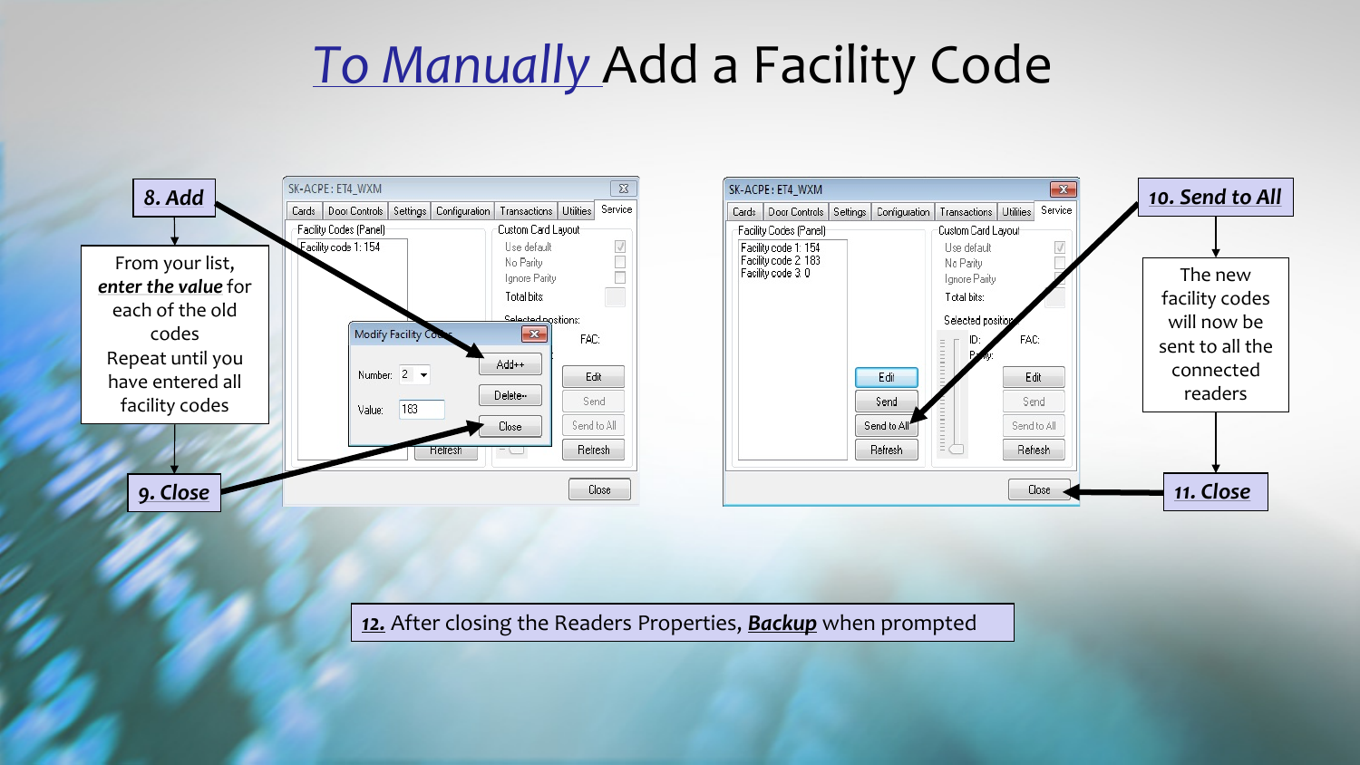# *To Manually* Add a Facility Code

**8. Add**

From your list, ***enter the value*** for each of the old codes
Repeat until you have entered all facility codes

**9. Close**

**10. Send to All**

The new facility codes will now be sent to all the connected readers

**11. Close**

**12.** After closing the Readers Properties, ***Backup*** when prompted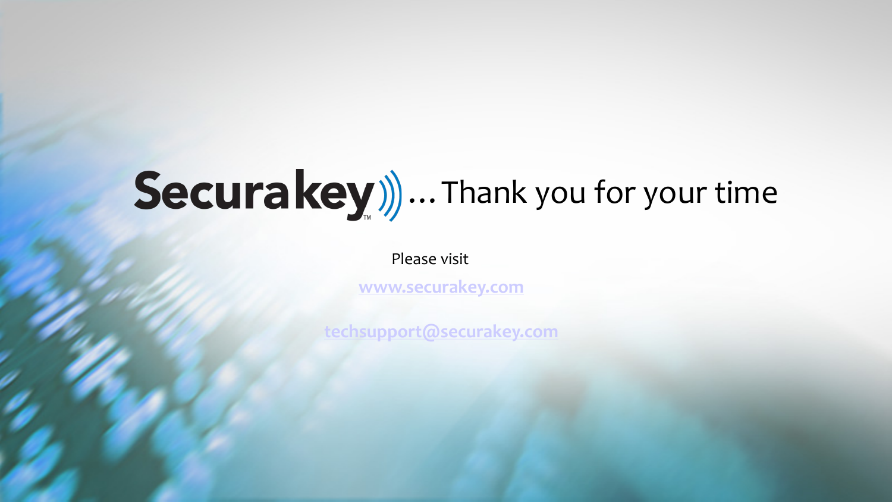# Securakey™ …Thank you for your time

Please visit

www.securakey.com

techsupport@securakey.com